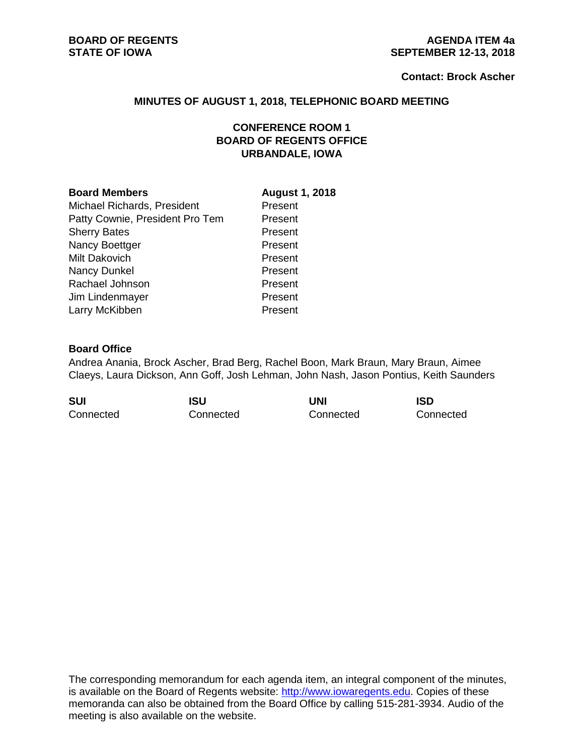**BOARD OF REGENTS**
**STATE OF IOWA**

**AGENDA ITEM 4a**
**SEPTEMBER 12-13, 2018**

**Contact: Brock Ascher**

## MINUTES OF AUGUST 1, 2018, TELEPHONIC BOARD MEETING

### CONFERENCE ROOM 1
### BOARD OF REGENTS OFFICE
### URBANDALE, IOWA

| **Board Members** | **August 1, 2018** |
|---|---|
| Michael Richards, President | Present |
| Patty Cownie, President Pro Tem | Present |
| Sherry Bates | Present |
| Nancy Boettger | Present |
| Milt Dakovich | Present |
| Nancy Dunkel | Present |
| Rachael Johnson | Present |
| Jim Lindenmayer | Present |
| Larry McKibben | Present |

**Board Office**
Andrea Anania, Brock Ascher, Brad Berg, Rachel Boon, Mark Braun, Mary Braun, Aimee Claeys, Laura Dickson, Ann Goff, Josh Lehman, John Nash, Jason Pontius, Keith Saunders

| **SUI** | **ISU** | **UNI** | **ISD** |
|---|---|---|---|
| Connected | Connected | Connected | Connected |

The corresponding memorandum for each agenda item, an integral component of the minutes, is available on the Board of Regents website: http://www.iowaregents.edu. Copies of these memoranda can also be obtained from the Board Office by calling 515-281-3934. Audio of the meeting is also available on the website.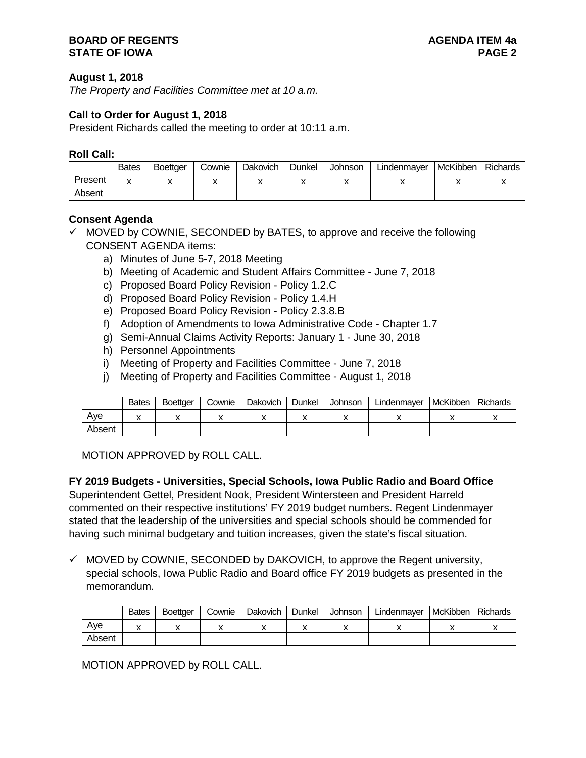**August 1, 2018**

*The Property and Facilities Committee met at 10 a.m.*

**Call to Order for August 1, 2018**

President Richards called the meeting to order at 10:11 a.m.

**Roll Call:**

| | Bates | Boettger | Cownie | Dakovich | Dunkel | Johnson | Lindenmayer | McKibben | Richards |
|---|---|---|---|---|---|---|---|---|---|
| Present | x | x | x | x | x | x | x | x | x |
| Absent | | | | | | | | | |

**Consent Agenda**

✓ MOVED by COWNIE, SECONDED by BATES, to approve and receive the following CONSENT AGENDA items:

a) Minutes of June 5-7, 2018 Meeting
b) Meeting of Academic and Student Affairs Committee - June 7, 2018
c) Proposed Board Policy Revision - Policy 1.2.C
d) Proposed Board Policy Revision - Policy 1.4.H
e) Proposed Board Policy Revision - Policy 2.3.8.B
f) Adoption of Amendments to Iowa Administrative Code - Chapter 1.7
g) Semi-Annual Claims Activity Reports: January 1 - June 30, 2018
h) Personnel Appointments
i) Meeting of Property and Facilities Committee - June 7, 2018
j) Meeting of Property and Facilities Committee - August 1, 2018

| | Bates | Boettger | Cownie | Dakovich | Dunkel | Johnson | Lindenmayer | McKibben | Richards |
|---|---|---|---|---|---|---|---|---|---|
| Aye | x | x | x | x | x | x | x | x | x |
| Absent | | | | | | | | | |

MOTION APPROVED by ROLL CALL.

**FY 2019 Budgets - Universities, Special Schools, Iowa Public Radio and Board Office**

Superintendent Gettel, President Nook, President Wintersteen and President Harreld commented on their respective institutions' FY 2019 budget numbers. Regent Lindenmayer stated that the leadership of the universities and special schools should be commended for having such minimal budgetary and tuition increases, given the state's fiscal situation.

✓ MOVED by COWNIE, SECONDED by DAKOVICH, to approve the Regent university, special schools, Iowa Public Radio and Board office FY 2019 budgets as presented in the memorandum.

| | Bates | Boettger | Cownie | Dakovich | Dunkel | Johnson | Lindenmayer | McKibben | Richards |
|---|---|---|---|---|---|---|---|---|---|
| Aye | x | x | x | x | x | x | x | x | x |
| Absent | | | | | | | | | |

MOTION APPROVED by ROLL CALL.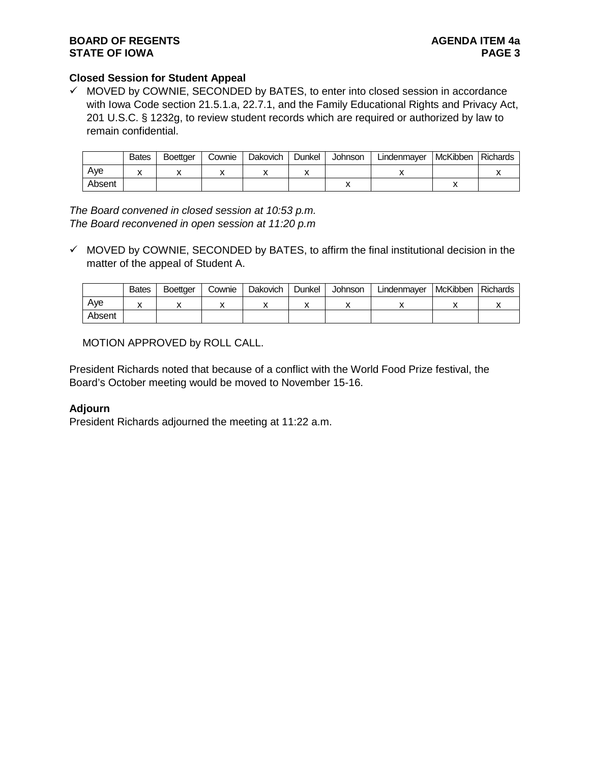**Closed Session for Student Appeal**

- ✓ MOVED by COWNIE, SECONDED by BATES, to enter into closed session in accordance with Iowa Code section 21.5.1.a, 22.7.1, and the Family Educational Rights and Privacy Act, 201 U.S.C. § 1232g, to review student records which are required or authorized by law to remain confidential.

| | Bates | Boettger | Cownie | Dakovich | Dunkel | Johnson | Lindenmayer | McKibben | Richards |
|---|---|---|---|---|---|---|---|---|---|
| Aye | x | x | x | x | x | | x | | x |
| Absent | | | | | | x | | x | |

*The Board convened in closed session at 10:53 p.m.*
*The Board reconvened in open session at 11:20 p.m*

- ✓ MOVED by COWNIE, SECONDED by BATES, to affirm the final institutional decision in the matter of the appeal of Student A.

| | Bates | Boettger | Cownie | Dakovich | Dunkel | Johnson | Lindenmayer | McKibben | Richards |
|---|---|---|---|---|---|---|---|---|---|
| Aye | x | x | x | x | x | x | x | x | x |
| Absent | | | | | | | | | |

MOTION APPROVED by ROLL CALL.

President Richards noted that because of a conflict with the World Food Prize festival, the Board's October meeting would be moved to November 15-16.

**Adjourn**

President Richards adjourned the meeting at 11:22 a.m.